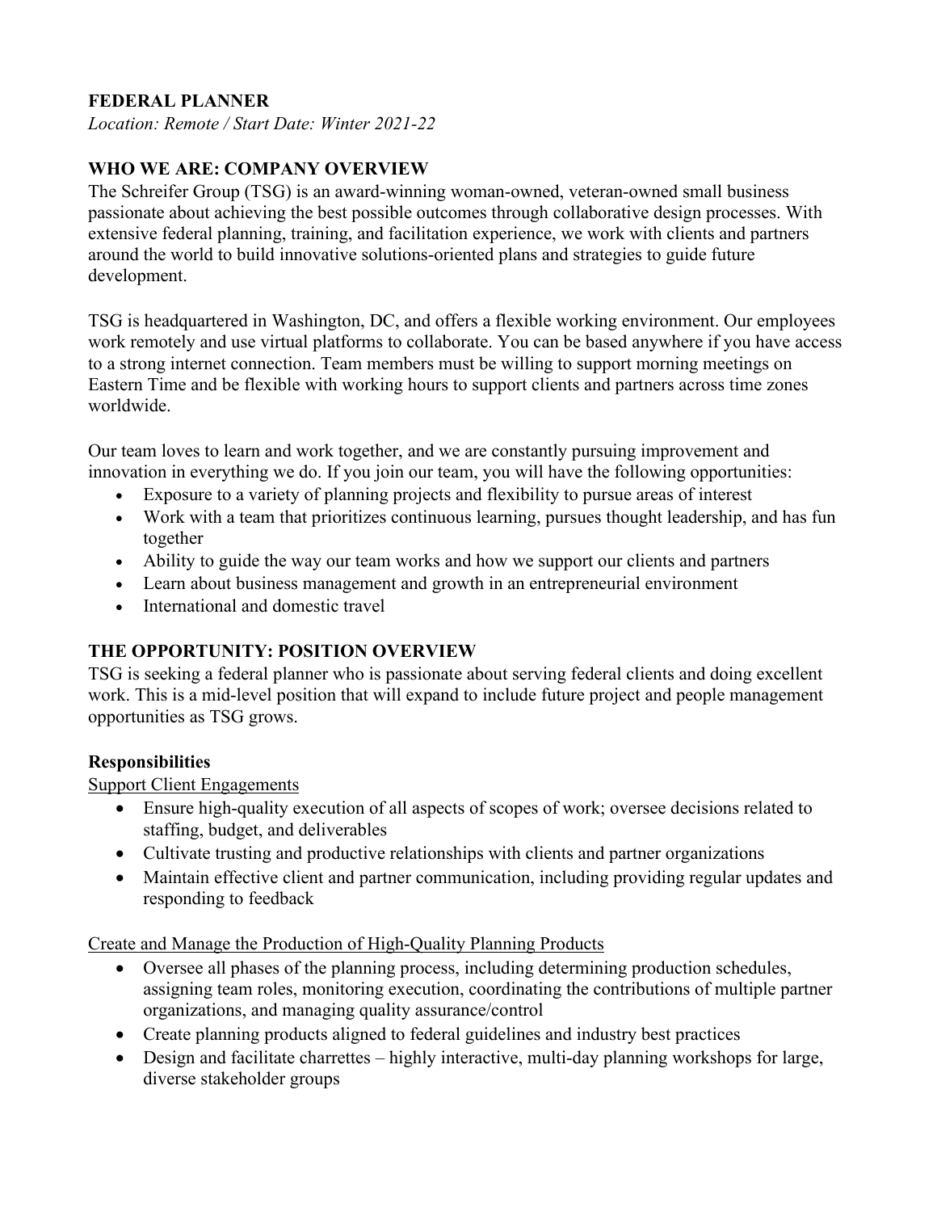# FEDERAL PLANNER

*Location: Remote / Start Date: Winter 2021-22*

## WHO WE ARE: COMPANY OVERVIEW

The Schreifer Group (TSG) is an award-winning woman-owned, veteran-owned small business passionate about achieving the best possible outcomes through collaborative design processes. With extensive federal planning, training, and facilitation experience, we work with clients and partners around the world to build innovative solutions-oriented plans and strategies to guide future development.

TSG is headquartered in Washington, DC, and offers a flexible working environment. Our employees work remotely and use virtual platforms to collaborate. You can be based anywhere if you have access to a strong internet connection. Team members must be willing to support morning meetings on Eastern Time and be flexible with working hours to support clients and partners across time zones worldwide.

Our team loves to learn and work together, and we are constantly pursuing improvement and innovation in everything we do. If you join our team, you will have the following opportunities:

- Exposure to a variety of planning projects and flexibility to pursue areas of interest
- Work with a team that prioritizes continuous learning, pursues thought leadership, and has fun together
- Ability to guide the way our team works and how we support our clients and partners
- Learn about business management and growth in an entrepreneurial environment
- International and domestic travel

## THE OPPORTUNITY: POSITION OVERVIEW

TSG is seeking a federal planner who is passionate about serving federal clients and doing excellent work. This is a mid-level position that will expand to include future project and people management opportunities as TSG grows.

### Responsibilities

Support Client Engagements

- Ensure high-quality execution of all aspects of scopes of work; oversee decisions related to staffing, budget, and deliverables
- Cultivate trusting and productive relationships with clients and partner organizations
- Maintain effective client and partner communication, including providing regular updates and responding to feedback

Create and Manage the Production of High-Quality Planning Products

- Oversee all phases of the planning process, including determining production schedules, assigning team roles, monitoring execution, coordinating the contributions of multiple partner organizations, and managing quality assurance/control
- Create planning products aligned to federal guidelines and industry best practices
- Design and facilitate charrettes – highly interactive, multi-day planning workshops for large, diverse stakeholder groups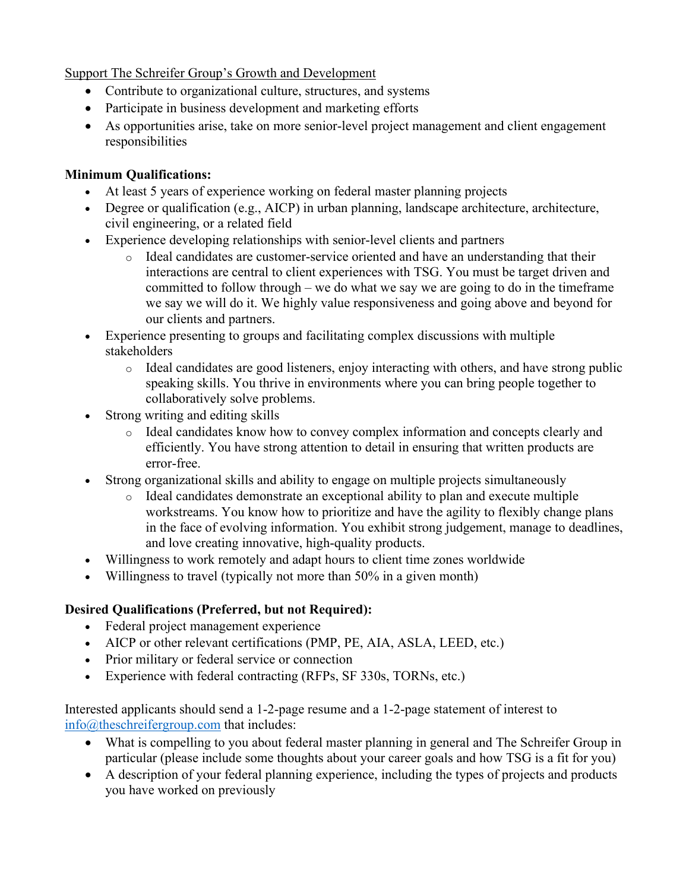Support The Schreifer Group's Growth and Development

- Contribute to organizational culture, structures, and systems
- Participate in business development and marketing efforts
- As opportunities arise, take on more senior-level project management and client engagement responsibilities

**Minimum Qualifications:**

- At least 5 years of experience working on federal master planning projects
- Degree or qualification (e.g., AICP) in urban planning, landscape architecture, architecture, civil engineering, or a related field
- Experience developing relationships with senior-level clients and partners
  - Ideal candidates are customer-service oriented and have an understanding that their interactions are central to client experiences with TSG. You must be target driven and committed to follow through – we do what we say we are going to do in the timeframe we say we will do it. We highly value responsiveness and going above and beyond for our clients and partners.
- Experience presenting to groups and facilitating complex discussions with multiple stakeholders
  - Ideal candidates are good listeners, enjoy interacting with others, and have strong public speaking skills. You thrive in environments where you can bring people together to collaboratively solve problems.
- Strong writing and editing skills
  - Ideal candidates know how to convey complex information and concepts clearly and efficiently. You have strong attention to detail in ensuring that written products are error-free.
- Strong organizational skills and ability to engage on multiple projects simultaneously
  - Ideal candidates demonstrate an exceptional ability to plan and execute multiple workstreams. You know how to prioritize and have the agility to flexibly change plans in the face of evolving information. You exhibit strong judgement, manage to deadlines, and love creating innovative, high-quality products.
- Willingness to work remotely and adapt hours to client time zones worldwide
- Willingness to travel (typically not more than 50% in a given month)

**Desired Qualifications (Preferred, but not Required):**

- Federal project management experience
- AICP or other relevant certifications (PMP, PE, AIA, ASLA, LEED, etc.)
- Prior military or federal service or connection
- Experience with federal contracting (RFPs, SF 330s, TORNs, etc.)

Interested applicants should send a 1-2-page resume and a 1-2-page statement of interest to info@theschreifergroup.com that includes:

- What is compelling to you about federal master planning in general and The Schreifer Group in particular (please include some thoughts about your career goals and how TSG is a fit for you)
- A description of your federal planning experience, including the types of projects and products you have worked on previously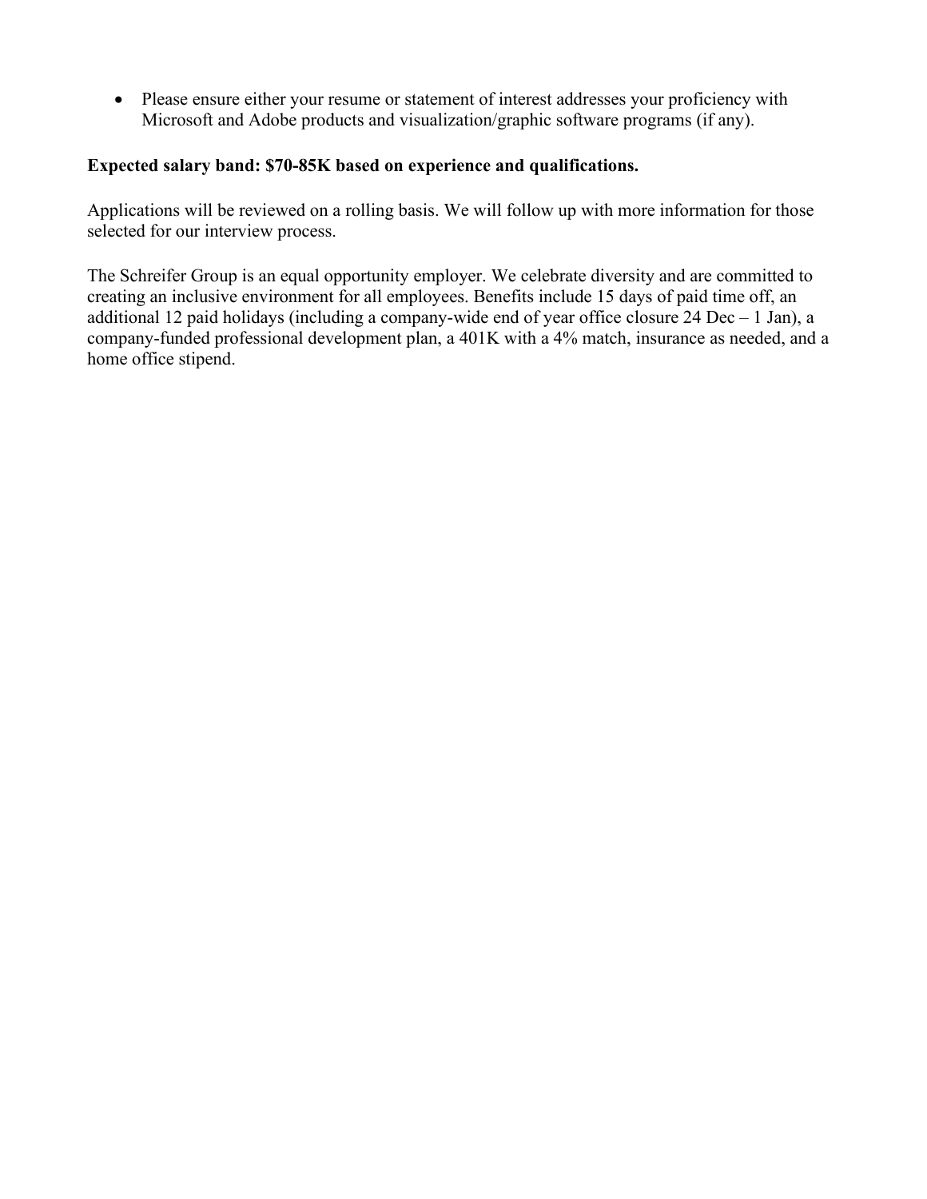- Please ensure either your resume or statement of interest addresses your proficiency with Microsoft and Adobe products and visualization/graphic software programs (if any).

**Expected salary band: $70-85K based on experience and qualifications.**

Applications will be reviewed on a rolling basis. We will follow up with more information for those selected for our interview process.

The Schreifer Group is an equal opportunity employer. We celebrate diversity and are committed to creating an inclusive environment for all employees. Benefits include 15 days of paid time off, an additional 12 paid holidays (including a company-wide end of year office closure 24 Dec – 1 Jan), a company-funded professional development plan, a 401K with a 4% match, insurance as needed, and a home office stipend.